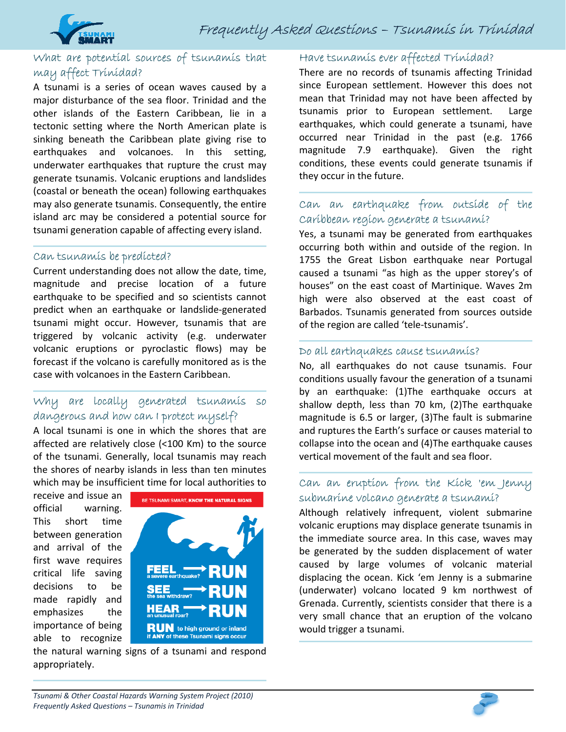# Frequently Asked Questions – Tsunamis in Trinidad

## What are potential sources of tsunamis that may affect Trinidad?

A tsunami is a series of ocean waves caused by a major disturbance of the sea floor. Trinidad and the other islands of the Eastern Caribbean, lie in a tectonic setting where the North American plate is sinking beneath the Caribbean plate giving rise to earthquakes and volcanoes. In this setting, underwater earthquakes that rupture the crust may generate tsunamis. Volcanic eruptions and landslides (coastal or beneath the ocean) following earthquakes may also generate tsunamis. Consequently, the entire island arc may be considered a potential source for tsunami generation capable of affecting every island.

## Can tsunamis be predicted?

Current understanding does not allow the date, time, magnitude and precise location of a future earthquake to be specified and so scientists cannot predict when an earthquake or landslide-generated tsunami might occur. However, tsunamis that are triggered by volcanic activity (e.g. underwater volcanic eruptions or pyroclastic flows) may be forecast if the volcano is carefully monitored as is the case with volcanoes in the Eastern Caribbean.

## Why are locally generated tsunamis so dangerous and how can I protect myself?

A local tsunami is one in which the shores that are affected are relatively close (<100 Km) to the source of the tsunami. Generally, local tsunamis may reach the shores of nearby islands in less than ten minutes which may be insufficient time for local authorities to receive and issue an official warning. This short time between generation and arrival of the first wave requires critical life saving decisions to be made rapidly and emphasizes the importance of being able to recognize the natural warning signs of a tsunami and respond appropriately.

BE TSUNAMI SMART, KNOW THE NATURAL SIGNS

**FEEL** a severe earthquake? → **RUN**

**SEE** the sea withdraw? → **RUN**

**HEAR** an unusual roar? → **RUN**

**RUN** to high ground or inland if ANY of these Tsunami signs occur

## Have tsunamis ever affected Trinidad?

There are no records of tsunamis affecting Trinidad since European settlement. However this does not mean that Trinidad may not have been affected by tsunamis prior to European settlement. Large earthquakes, which could generate a tsunami, have occurred near Trinidad in the past (e.g. 1766 magnitude 7.9 earthquake). Given the right conditions, these events could generate tsunamis if they occur in the future.

## Can an earthquake from outside of the Caribbean region generate a tsunami?

Yes, a tsunami may be generated from earthquakes occurring both within and outside of the region. In 1755 the Great Lisbon earthquake near Portugal caused a tsunami "as high as the upper storey's of houses" on the east coast of Martinique. Waves 2m high were also observed at the east coast of Barbados. Tsunamis generated from sources outside of the region are called 'tele-tsunamis'.

## Do all earthquakes cause tsunamis?

No, all earthquakes do not cause tsunamis. Four conditions usually favour the generation of a tsunami by an earthquake: (1)The earthquake occurs at shallow depth, less than 70 km, (2)The earthquake magnitude is 6.5 or larger, (3)The fault is submarine and ruptures the Earth's surface or causes material to collapse into the ocean and (4)The earthquake causes vertical movement of the fault and sea floor.

## Can an eruption from the Kick 'em Jenny submarine volcano generate a tsunami?

Although relatively infrequent, violent submarine volcanic eruptions may displace generate tsunamis in the immediate source area. In this case, waves may be generated by the sudden displacement of water caused by large volumes of volcanic material displacing the ocean. Kick 'em Jenny is a submarine (underwater) volcano located 9 km northwest of Grenada. Currently, scientists consider that there is a very small chance that an eruption of the volcano would trigger a tsunami.

*Tsunami & Other Coastal Hazards Warning System Project (2010)*
*Frequently Asked Questions – Tsunamis in Trinidad*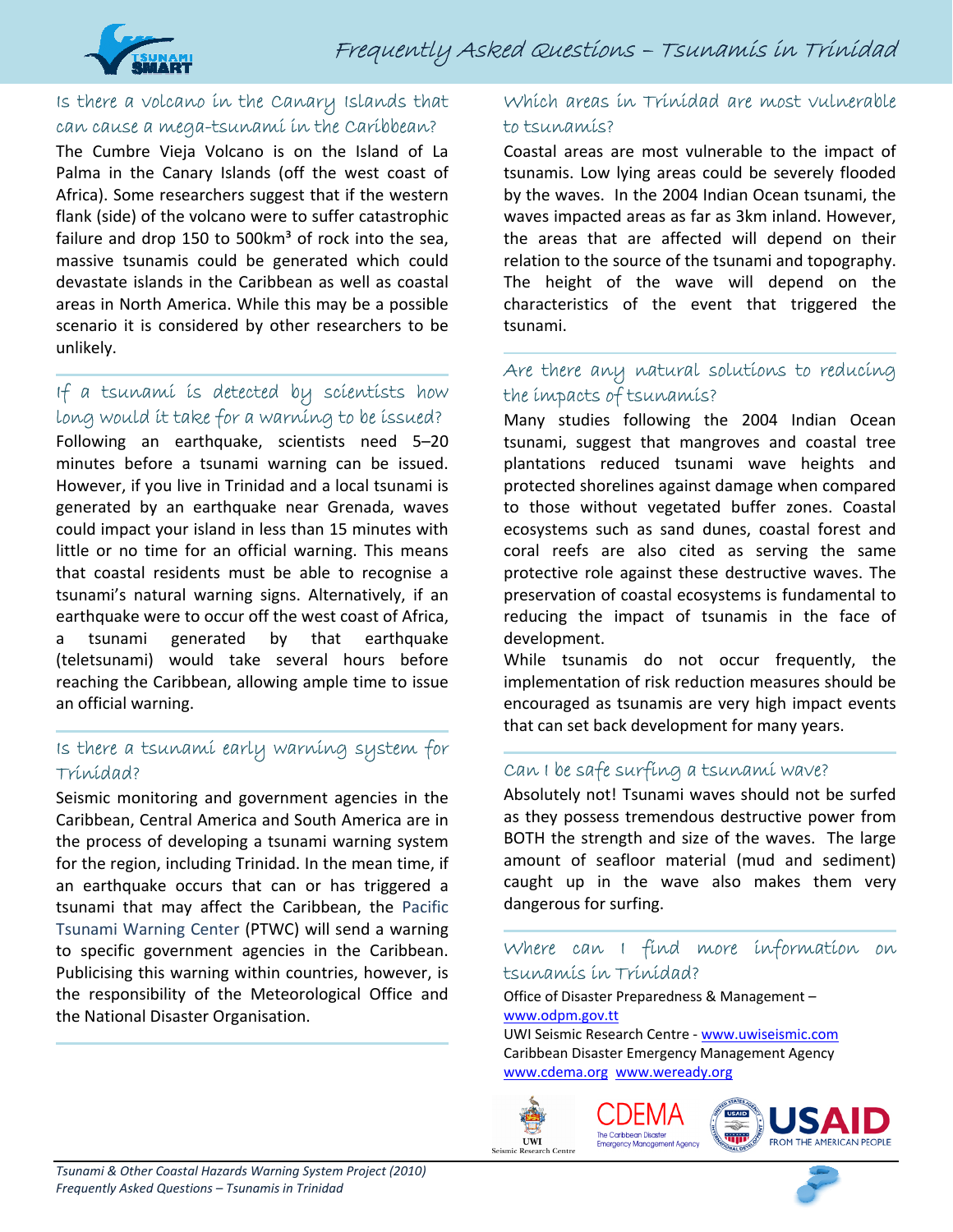## Is there a volcano in the Canary Islands that can cause a mega-tsunami in the Caribbean?

The Cumbre Vieja Volcano is on the Island of La Palma in the Canary Islands (off the west coast of Africa). Some researchers suggest that if the western flank (side) of the volcano were to suffer catastrophic failure and drop 150 to 500km³ of rock into the sea, massive tsunamis could be generated which could devastate islands in the Caribbean as well as coastal areas in North America. While this may be a possible scenario it is considered by other researchers to be unlikely.

## If a tsunami is detected by scientists how long would it take for a warning to be issued?

Following an earthquake, scientists need 5–20 minutes before a tsunami warning can be issued. However, if you live in Trinidad and a local tsunami is generated by an earthquake near Grenada, waves could impact your island in less than 15 minutes with little or no time for an official warning. This means that coastal residents must be able to recognise a tsunami's natural warning signs. Alternatively, if an earthquake were to occur off the west coast of Africa, a tsunami generated by that earthquake (teletsunami) would take several hours before reaching the Caribbean, allowing ample time to issue an official warning.

## Is there a tsunami early warning system for Trinidad?

Seismic monitoring and government agencies in the Caribbean, Central America and South America are in the process of developing a tsunami warning system for the region, including Trinidad. In the mean time, if an earthquake occurs that can or has triggered a tsunami that may affect the Caribbean, the Pacific Tsunami Warning Center (PTWC) will send a warning to specific government agencies in the Caribbean. Publicising this warning within countries, however, is the responsibility of the Meteorological Office and the National Disaster Organisation.

## Which areas in Trinidad are most vulnerable to tsunamis?

Coastal areas are most vulnerable to the impact of tsunamis. Low lying areas could be severely flooded by the waves. In the 2004 Indian Ocean tsunami, the waves impacted areas as far as 3km inland. However, the areas that are affected will depend on their relation to the source of the tsunami and topography. The height of the wave will depend on the characteristics of the event that triggered the tsunami.

## Are there any natural solutions to reducing the impacts of tsunamis?

Many studies following the 2004 Indian Ocean tsunami, suggest that mangroves and coastal tree plantations reduced tsunami wave heights and protected shorelines against damage when compared to those without vegetated buffer zones. Coastal ecosystems such as sand dunes, coastal forest and coral reefs are also cited as serving the same protective role against these destructive waves. The preservation of coastal ecosystems is fundamental to reducing the impact of tsunamis in the face of development.

While tsunamis do not occur frequently, the implementation of risk reduction measures should be encouraged as tsunamis are very high impact events that can set back development for many years.

## Can I be safe surfing a tsunami wave?

Absolutely not! Tsunami waves should not be surfed as they possess tremendous destructive power from BOTH the strength and size of the waves. The large amount of seafloor material (mud and sediment) caught up in the wave also makes them very dangerous for surfing.

## Where can I find more information on tsunamis in Trinidad?

Office of Disaster Preparedness & Management – www.odpm.gov.tt

UWI Seismic Research Centre - www.uwiseismic.com

Caribbean Disaster Emergency Management Agency www.cdema.org www.weready.org

*Tsunami & Other Coastal Hazards Warning System Project (2010)*
*Frequently Asked Questions – Tsunamis in Trinidad*